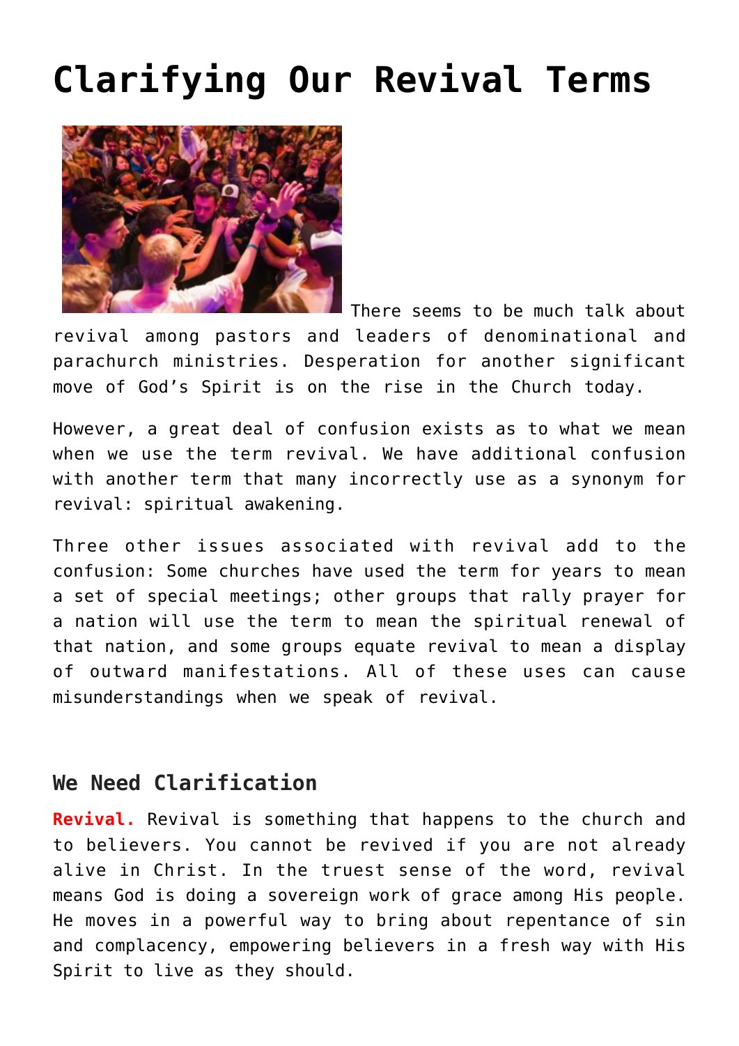# Clarifying Our Revival Terms

There seems to be much talk about revival among pastors and leaders of denominational and parachurch ministries. Desperation for another significant move of God's Spirit is on the rise in the Church today.

However, a great deal of confusion exists as to what we mean when we use the term revival. We have additional confusion with another term that many incorrectly use as a synonym for revival: spiritual awakening.

Three other issues associated with revival add to the confusion: Some churches have used the term for years to mean a set of special meetings; other groups that rally prayer for a nation will use the term to mean the spiritual renewal of that nation, and some groups equate revival to mean a display of outward manifestations. All of these uses can cause misunderstandings when we speak of revival.

## We Need Clarification

**Revival.** Revival is something that happens to the church and to believers. You cannot be revived if you are not already alive in Christ. In the truest sense of the word, revival means God is doing a sovereign work of grace among His people. He moves in a powerful way to bring about repentance of sin and complacency, empowering believers in a fresh way with His Spirit to live as they should.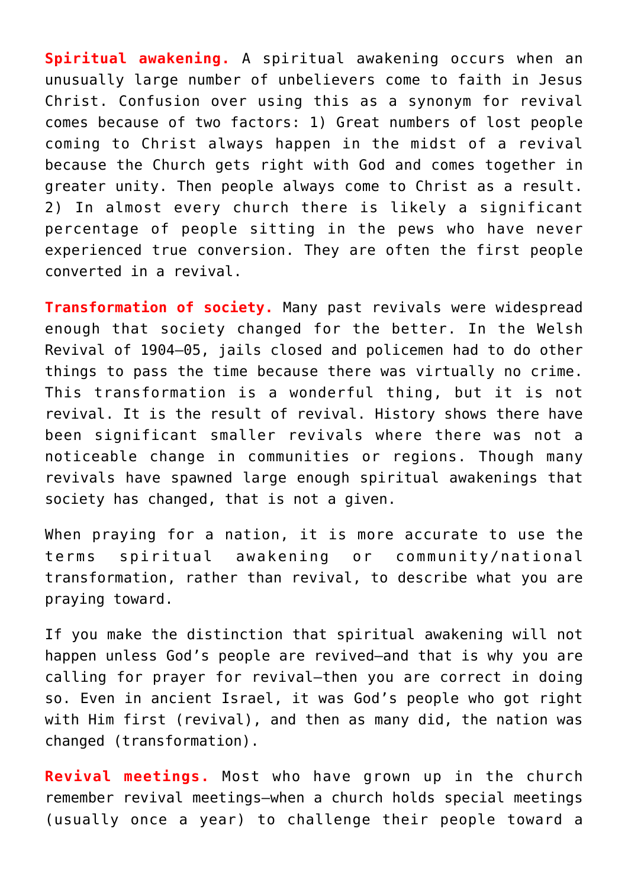**Spiritual awakening.** A spiritual awakening occurs when an unusually large number of unbelievers come to faith in Jesus Christ. Confusion over using this as a synonym for revival comes because of two factors: 1) Great numbers of lost people coming to Christ always happen in the midst of a revival because the Church gets right with God and comes together in greater unity. Then people always come to Christ as a result. 2) In almost every church there is likely a significant percentage of people sitting in the pews who have never experienced true conversion. They are often the first people converted in a revival.

**Transformation of society.** Many past revivals were widespread enough that society changed for the better. In the Welsh Revival of 1904–05, jails closed and policemen had to do other things to pass the time because there was virtually no crime. This transformation is a wonderful thing, but it is not revival. It is the result of revival. History shows there have been significant smaller revivals where there was not a noticeable change in communities or regions. Though many revivals have spawned large enough spiritual awakenings that society has changed, that is not a given.

When praying for a nation, it is more accurate to use the terms spiritual awakening or community/national transformation, rather than revival, to describe what you are praying toward.

If you make the distinction that spiritual awakening will not happen unless God's people are revived—and that is why you are calling for prayer for revival—then you are correct in doing so. Even in ancient Israel, it was God's people who got right with Him first (revival), and then as many did, the nation was changed (transformation).

**Revival meetings.** Most who have grown up in the church remember revival meetings—when a church holds special meetings (usually once a year) to challenge their people toward a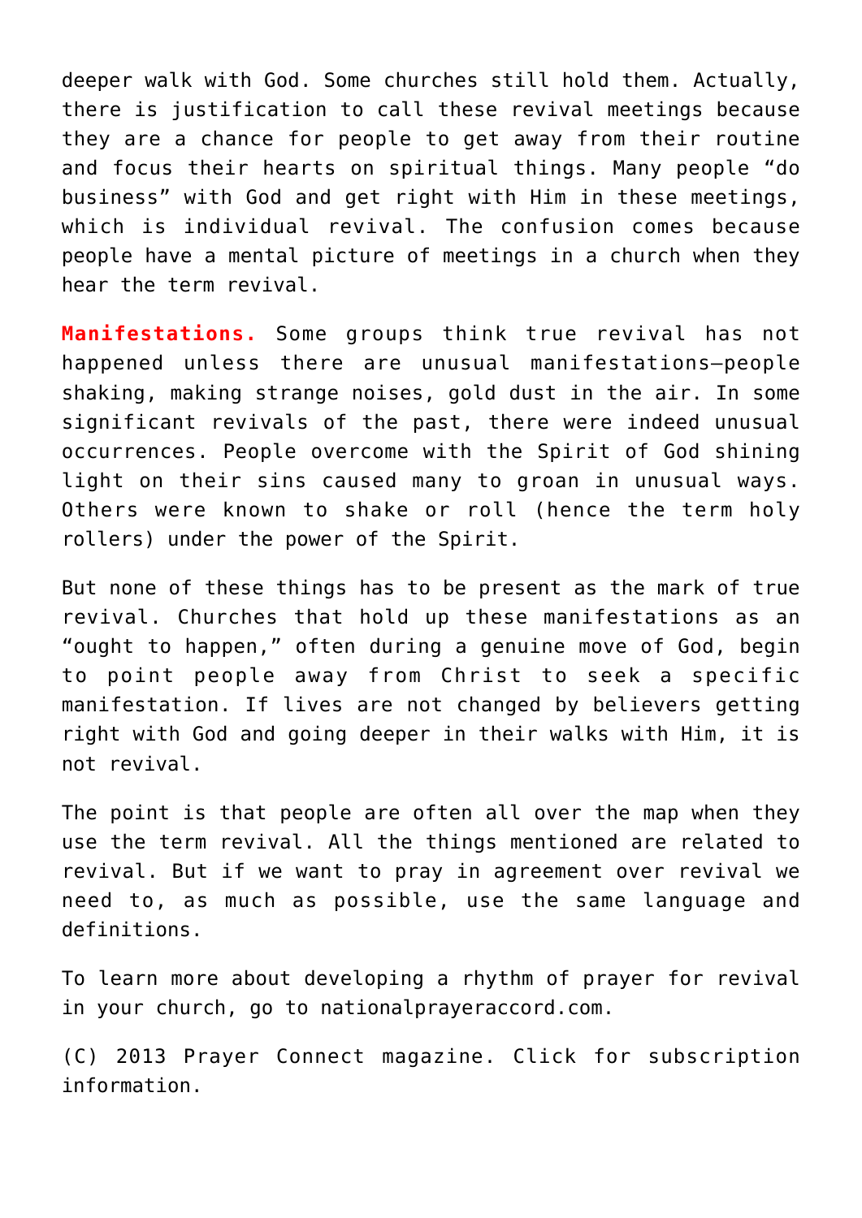deeper walk with God. Some churches still hold them. Actually, there is justification to call these revival meetings because they are a chance for people to get away from their routine and focus their hearts on spiritual things. Many people "do business" with God and get right with Him in these meetings, which is individual revival. The confusion comes because people have a mental picture of meetings in a church when they hear the term revival.

**Manifestations.** Some groups think true revival has not happened unless there are unusual manifestations—people shaking, making strange noises, gold dust in the air. In some significant revivals of the past, there were indeed unusual occurrences. People overcome with the Spirit of God shining light on their sins caused many to groan in unusual ways. Others were known to shake or roll (hence the term holy rollers) under the power of the Spirit.

But none of these things has to be present as the mark of true revival. Churches that hold up these manifestations as an "ought to happen," often during a genuine move of God, begin to point people away from Christ to seek a specific manifestation. If lives are not changed by believers getting right with God and going deeper in their walks with Him, it is not revival.

The point is that people are often all over the map when they use the term revival. All the things mentioned are related to revival. But if we want to pray in agreement over revival we need to, as much as possible, use the same language and definitions.

To learn more about developing a rhythm of prayer for revival in your church, go to nationalprayeraccord.com.

(C) 2013 Prayer Connect magazine. Click for subscription information.